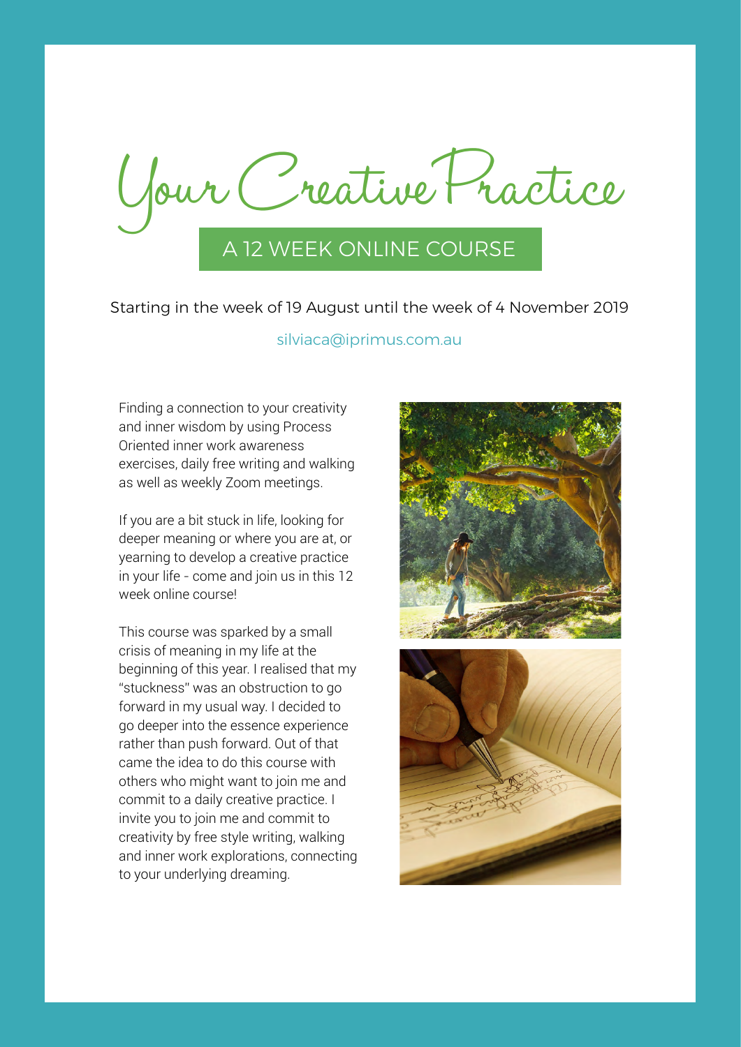# Your Creative Practice

## A 12 WEEK ONLINE COURSE

Starting in the week of 19 August until the week of 4 November 2019

silviaca@iprimus.com.au

Finding a connection to your creativity and inner wisdom by using Process Oriented inner work awareness exercises, daily free writing and walking as well as weekly Zoom meetings.

If you are a bit stuck in life, looking for deeper meaning or where you are at, or yearning to develop a creative practice in your life - come and join us in this 12 week online course!

This course was sparked by a small crisis of meaning in my life at the beginning of this year. I realised that my "stuckness" was an obstruction to go forward in my usual way. I decided to go deeper into the essence experience rather than push forward. Out of that came the idea to do this course with others who might want to join me and commit to a daily creative practice. I invite you to join me and commit to creativity by free style writing, walking and inner work explorations, connecting to your underlying dreaming.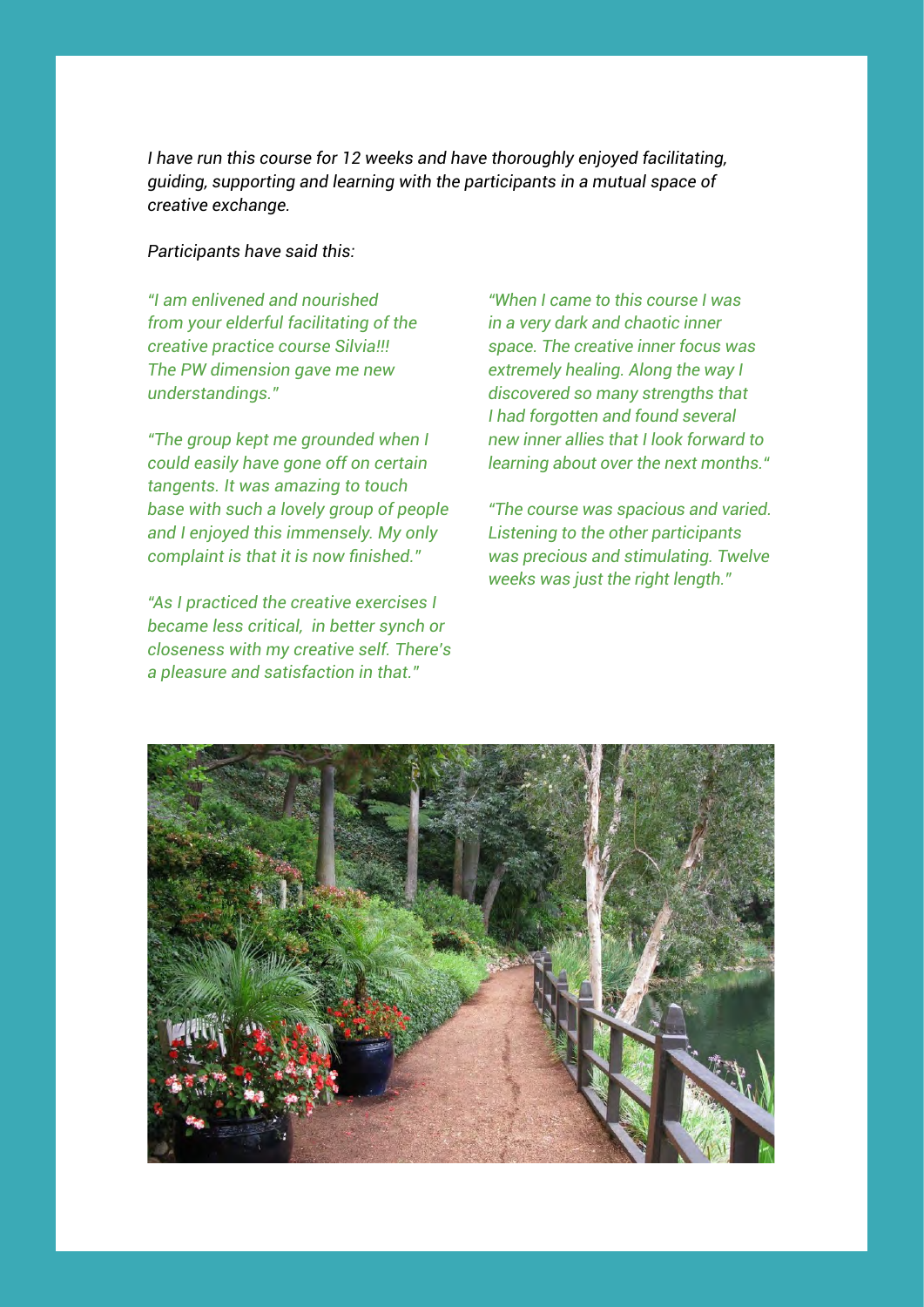*I have run this course for 12 weeks and have thoroughly enjoyed facilitating, guiding, supporting and learning with the participants in a mutual space of creative exchange.*

*Participants have said this:*

*"I am enlivened and nourished from your elderful facilitating of the creative practice course Silvia!!! The PW dimension gave me new understandings."*

*"The group kept me grounded when I could easily have gone off on certain tangents. It was amazing to touch base with such a lovely group of people and I enjoyed this immensely. My only complaint is that it is now finished."*

*"As I practiced the creative exercises I became less critical, in better synch or closeness with my creative self. There's a pleasure and satisfaction in that."*

*"When I came to this course I was in a very dark and chaotic inner space. The creative inner focus was extremely healing. Along the way I discovered so many strengths that I had forgotten and found several new inner allies that I look forward to learning about over the next months."*

*"The course was spacious and varied. Listening to the other participants was precious and stimulating. Twelve weeks was just the right length."*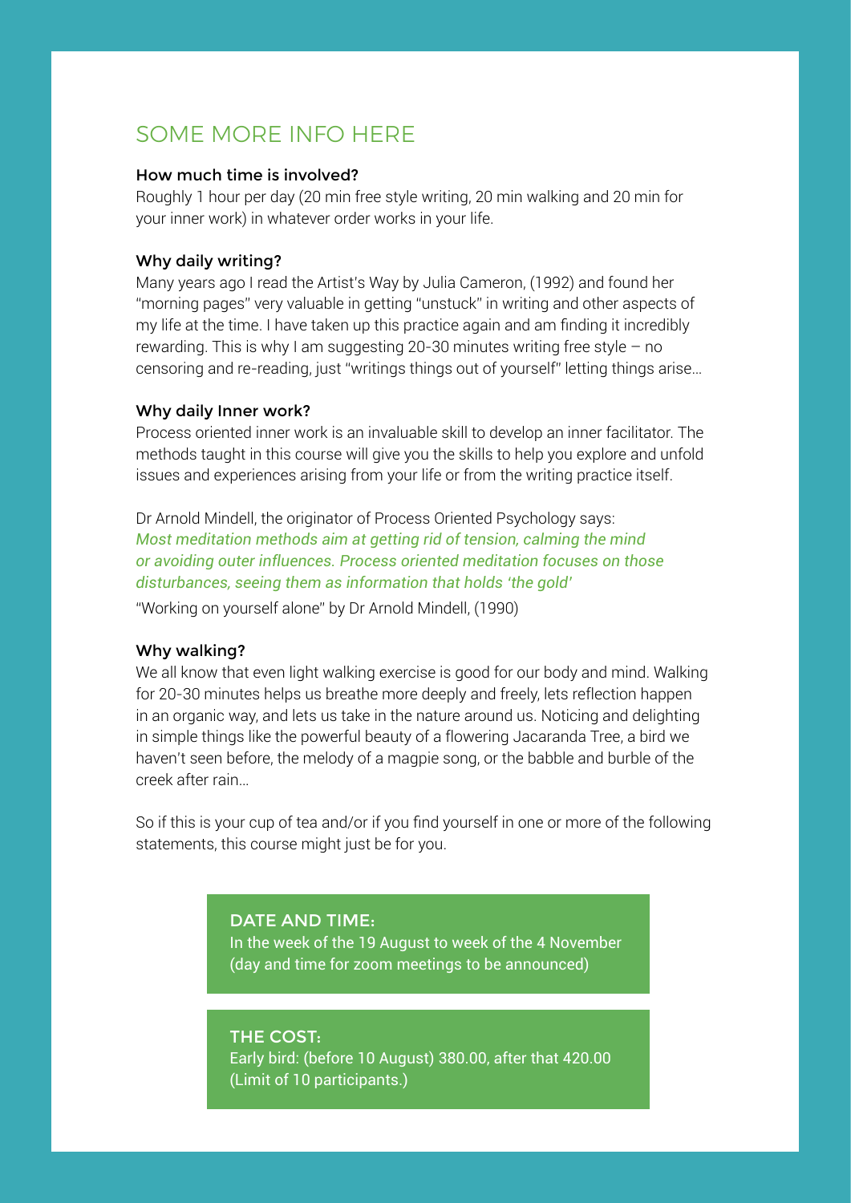## SOME MORE INFO HERE

### How much time is involved?

Roughly 1 hour per day (20 min free style writing, 20 min walking and 20 min for your inner work) in whatever order works in your life.

### Why daily writing?

Many years ago I read the Artist's Way by Julia Cameron, (1992) and found her "morning pages" very valuable in getting "unstuck" in writing and other aspects of my life at the time. I have taken up this practice again and am finding it incredibly rewarding. This is why I am suggesting 20-30 minutes writing free style – no censoring and re-reading, just "writings things out of yourself" letting things arise...

### Why daily Inner work?

Process oriented inner work is an invaluable skill to develop an inner facilitator. The methods taught in this course will give you the skills to help you explore and unfold issues and experiences arising from your life or from the writing practice itself.

Dr Arnold Mindell, the originator of Process Oriented Psychology says:
*Most meditation methods aim at getting rid of tension, calming the mind or avoiding outer influences. Process oriented meditation focuses on those disturbances, seeing them as information that holds 'the gold'*

"Working on yourself alone" by Dr Arnold Mindell, (1990)

### Why walking?

We all know that even light walking exercise is good for our body and mind. Walking for 20-30 minutes helps us breathe more deeply and freely, lets reflection happen in an organic way, and lets us take in the nature around us. Noticing and delighting in simple things like the powerful beauty of a flowering Jacaranda Tree, a bird we haven't seen before, the melody of a magpie song, or the babble and burble of the creek after rain...

So if this is your cup of tea and/or if you find yourself in one or more of the following statements, this course might just be for you.

### DATE AND TIME:

In the week of the 19 August to week of the 4 November (day and time for zoom meetings to be announced)

### THE COST:

Early bird: (before 10 August) 380.00, after that 420.00 (Limit of 10 participants.)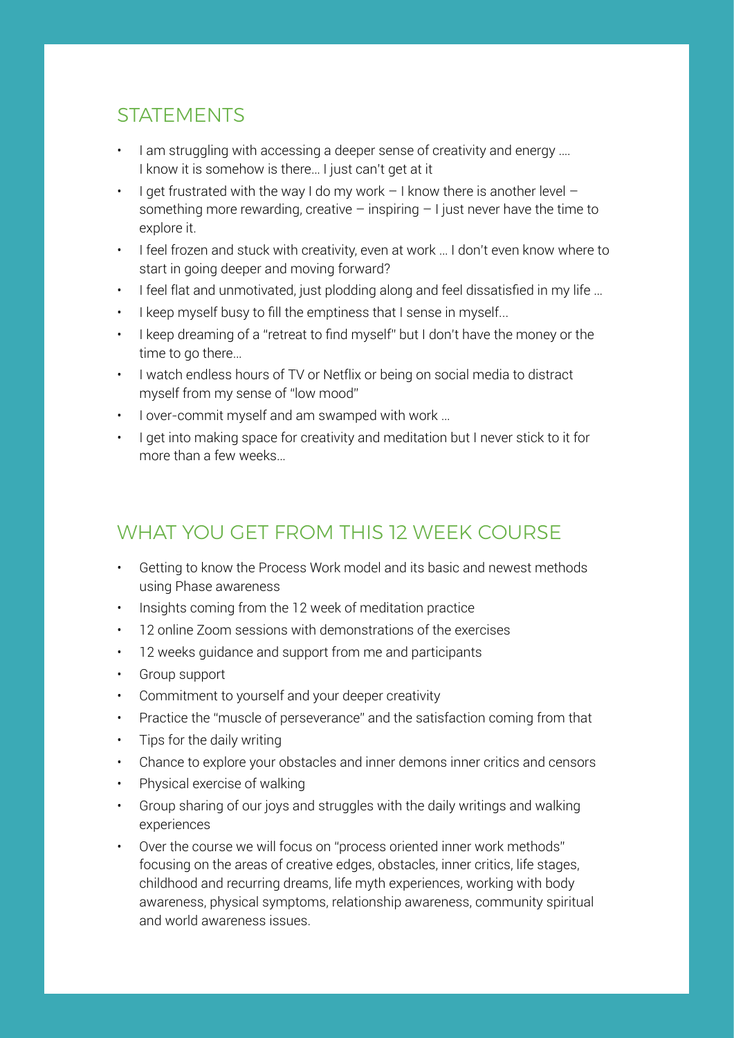## STATEMENTS

- I am struggling with accessing a deeper sense of creativity and energy .... I know it is somehow is there… I just can't get at it
- I get frustrated with the way I do my work – I know there is another level – something more rewarding, creative – inspiring – I just never have the time to explore it.
- I feel frozen and stuck with creativity, even at work … I don't even know where to start in going deeper and moving forward?
- I feel flat and unmotivated, just plodding along and feel dissatisfied in my life …
- I keep myself busy to fill the emptiness that I sense in myself...
- I keep dreaming of a "retreat to find myself" but I don't have the money or the time to go there…
- I watch endless hours of TV or Netflix or being on social media to distract myself from my sense of "low mood"
- I over-commit myself and am swamped with work …
- I get into making space for creativity and meditation but I never stick to it for more than a few weeks…

## WHAT YOU GET FROM THIS 12 WEEK COURSE

- Getting to know the Process Work model and its basic and newest methods using Phase awareness
- Insights coming from the 12 week of meditation practice
- 12 online Zoom sessions with demonstrations of the exercises
- 12 weeks guidance and support from me and participants
- Group support
- Commitment to yourself and your deeper creativity
- Practice the "muscle of perseverance" and the satisfaction coming from that
- Tips for the daily writing
- Chance to explore your obstacles and inner demons inner critics and censors
- Physical exercise of walking
- Group sharing of our joys and struggles with the daily writings and walking experiences
- Over the course we will focus on "process oriented inner work methods" focusing on the areas of creative edges, obstacles, inner critics, life stages, childhood and recurring dreams, life myth experiences, working with body awareness, physical symptoms, relationship awareness, community spiritual and world awareness issues.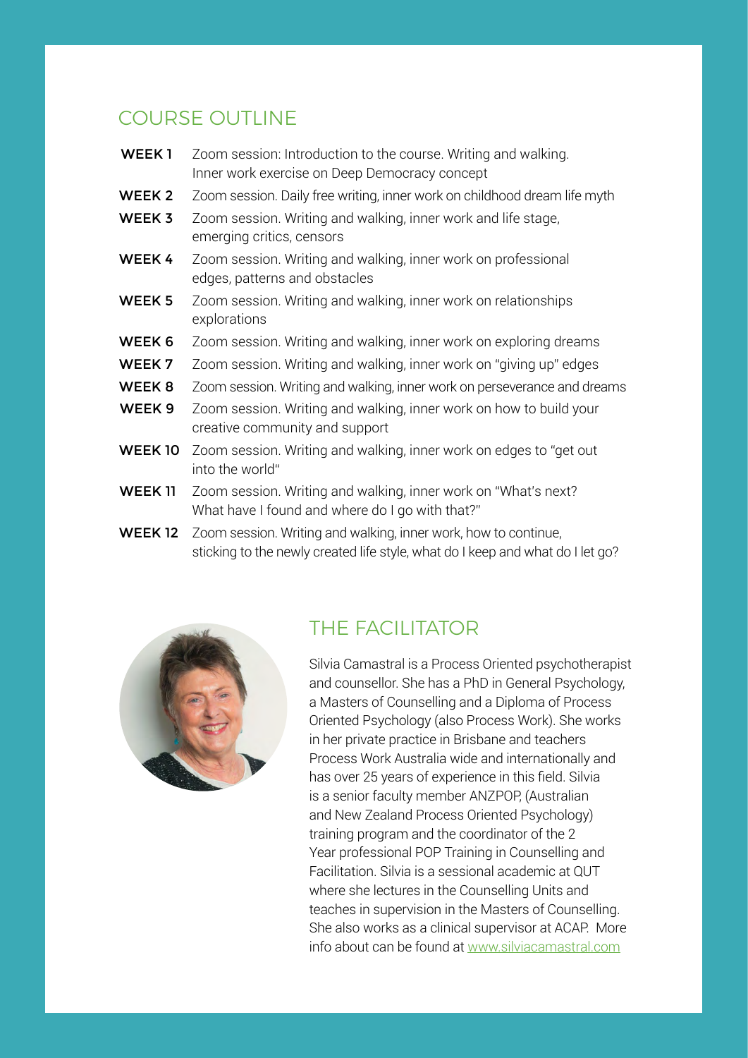## COURSE OUTLINE

**WEEK 1** Zoom session: Introduction to the course. Writing and walking. Inner work exercise on Deep Democracy concept

**WEEK 2** Zoom session. Daily free writing, inner work on childhood dream life myth

**WEEK 3** Zoom session. Writing and walking, inner work and life stage, emerging critics, censors

**WEEK 4** Zoom session. Writing and walking, inner work on professional edges, patterns and obstacles

**WEEK 5** Zoom session. Writing and walking, inner work on relationships explorations

**WEEK 6** Zoom session. Writing and walking, inner work on exploring dreams

**WEEK 7** Zoom session. Writing and walking, inner work on "giving up" edges

**WEEK 8** Zoom session. Writing and walking, inner work on perseverance and dreams

**WEEK 9** Zoom session. Writing and walking, inner work on how to build your creative community and support

**WEEK 10** Zoom session. Writing and walking, inner work on edges to "get out into the world"

**WEEK 11** Zoom session. Writing and walking, inner work on "What's next? What have I found and where do I go with that?"

**WEEK 12** Zoom session. Writing and walking, inner work, how to continue, sticking to the newly created life style, what do I keep and what do I let go?

## THE FACILITATOR

Silvia Camastral is a Process Oriented psychotherapist and counsellor. She has a PhD in General Psychology, a Masters of Counselling and a Diploma of Process Oriented Psychology (also Process Work). She works in her private practice in Brisbane and teachers Process Work Australia wide and internationally and has over 25 years of experience in this field. Silvia is a senior faculty member ANZPOP, (Australian and New Zealand Process Oriented Psychology) training program and the coordinator of the 2 Year professional POP Training in Counselling and Facilitation. Silvia is a sessional academic at QUT where she lectures in the Counselling Units and teaches in supervision in the Masters of Counselling. She also works as a clinical supervisor at ACAP. More info about can be found at www.silviacamastral.com